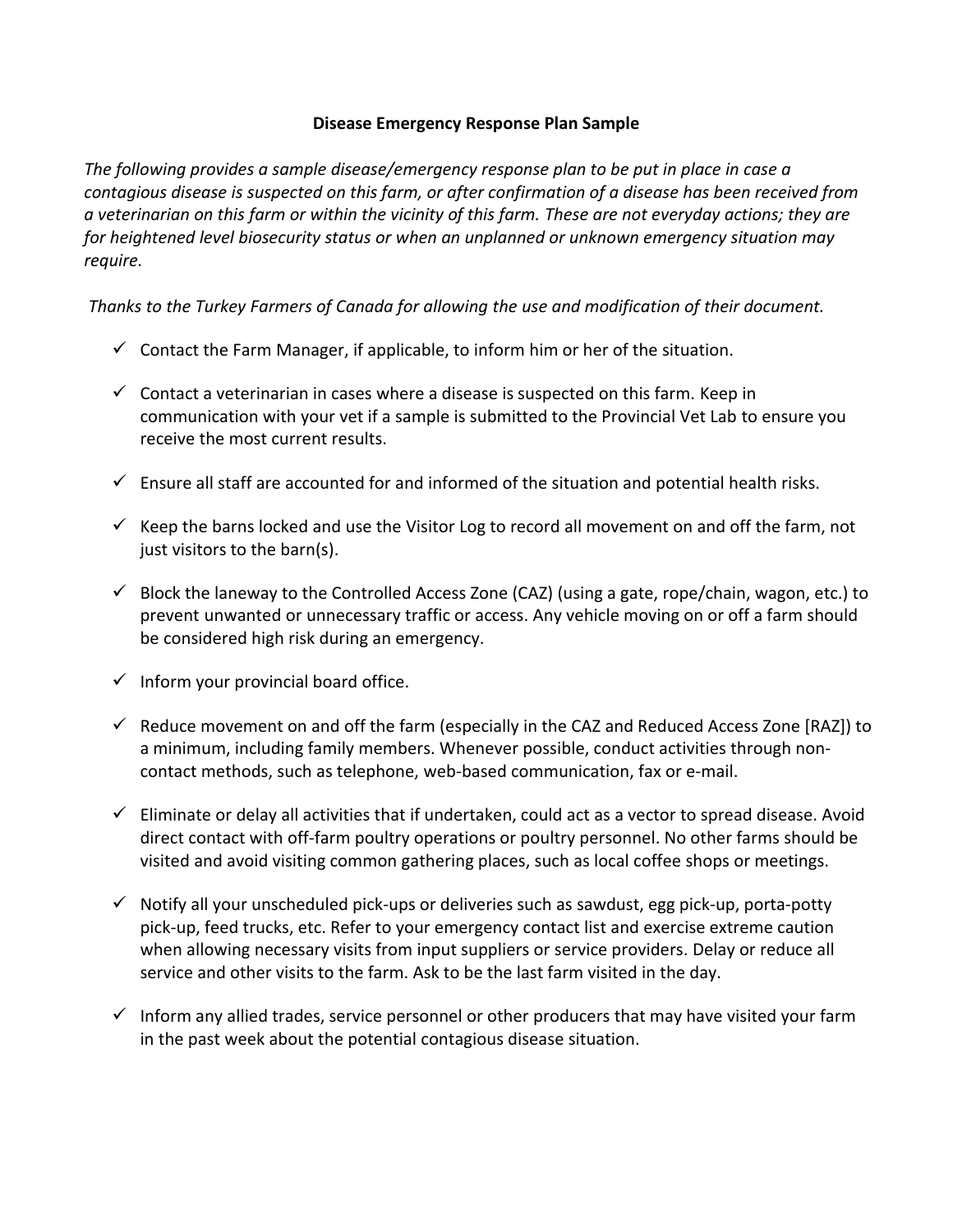# Disease Emergency Response Plan Sample

*The following provides a sample disease/emergency response plan to be put in place in case a contagious disease is suspected on this farm, or after confirmation of a disease has been received from a veterinarian on this farm or within the vicinity of this farm. These are not everyday actions; they are for heightened level biosecurity status or when an unplanned or unknown emergency situation may require.*

*Thanks to the Turkey Farmers of Canada for allowing the use and modification of their document.*

- ✓ Contact the Farm Manager, if applicable, to inform him or her of the situation.
- ✓ Contact a veterinarian in cases where a disease is suspected on this farm. Keep in communication with your vet if a sample is submitted to the Provincial Vet Lab to ensure you receive the most current results.
- ✓ Ensure all staff are accounted for and informed of the situation and potential health risks.
- ✓ Keep the barns locked and use the Visitor Log to record all movement on and off the farm, not just visitors to the barn(s).
- ✓ Block the laneway to the Controlled Access Zone (CAZ) (using a gate, rope/chain, wagon, etc.) to prevent unwanted or unnecessary traffic or access. Any vehicle moving on or off a farm should be considered high risk during an emergency.
- ✓ Inform your provincial board office.
- ✓ Reduce movement on and off the farm (especially in the CAZ and Reduced Access Zone [RAZ]) to a minimum, including family members. Whenever possible, conduct activities through non-contact methods, such as telephone, web-based communication, fax or e-mail.
- ✓ Eliminate or delay all activities that if undertaken, could act as a vector to spread disease. Avoid direct contact with off-farm poultry operations or poultry personnel. No other farms should be visited and avoid visiting common gathering places, such as local coffee shops or meetings.
- ✓ Notify all your unscheduled pick-ups or deliveries such as sawdust, egg pick-up, porta-potty pick-up, feed trucks, etc. Refer to your emergency contact list and exercise extreme caution when allowing necessary visits from input suppliers or service providers. Delay or reduce all service and other visits to the farm. Ask to be the last farm visited in the day.
- ✓ Inform any allied trades, service personnel or other producers that may have visited your farm in the past week about the potential contagious disease situation.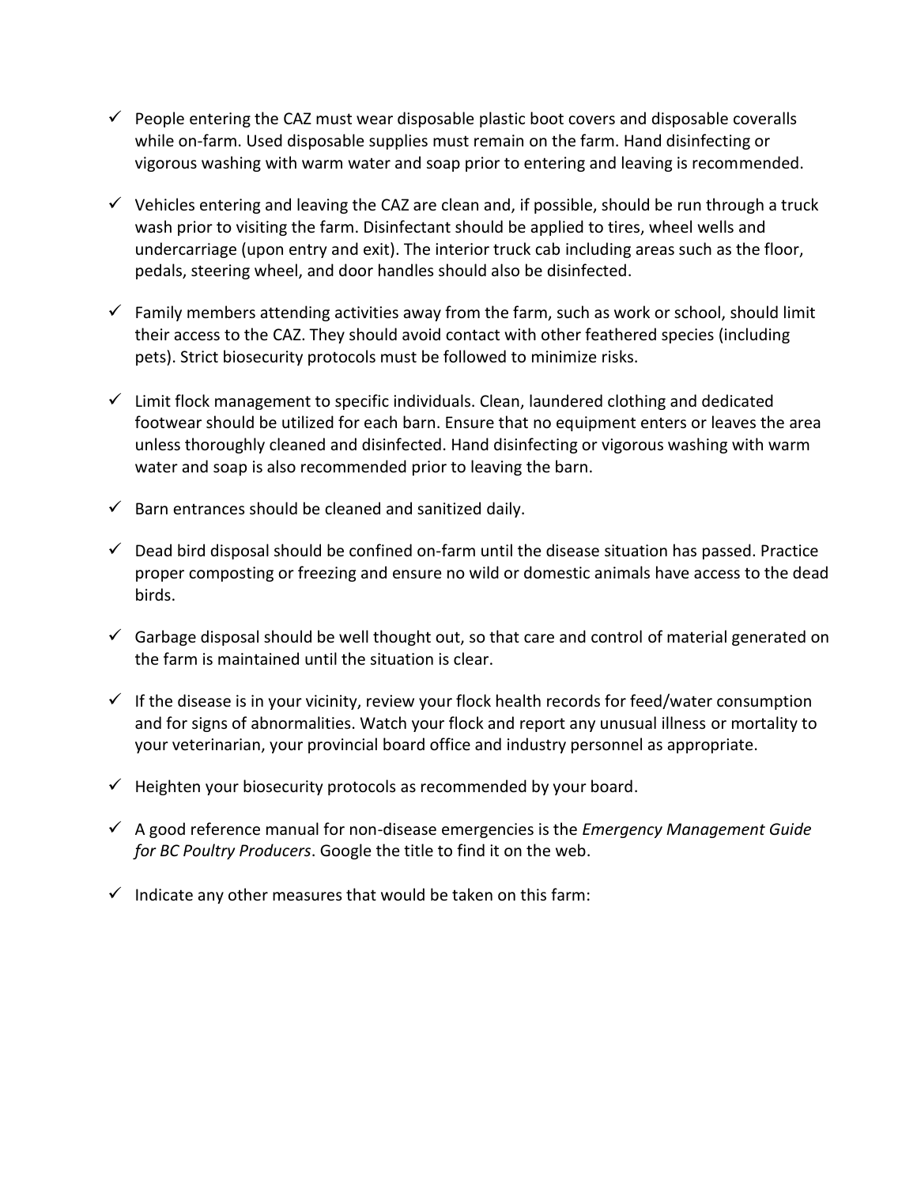- ✓ People entering the CAZ must wear disposable plastic boot covers and disposable coveralls while on-farm. Used disposable supplies must remain on the farm. Hand disinfecting or vigorous washing with warm water and soap prior to entering and leaving is recommended.

- ✓ Vehicles entering and leaving the CAZ are clean and, if possible, should be run through a truck wash prior to visiting the farm. Disinfectant should be applied to tires, wheel wells and undercarriage (upon entry and exit). The interior truck cab including areas such as the floor, pedals, steering wheel, and door handles should also be disinfected.

- ✓ Family members attending activities away from the farm, such as work or school, should limit their access to the CAZ. They should avoid contact with other feathered species (including pets). Strict biosecurity protocols must be followed to minimize risks.

- ✓ Limit flock management to specific individuals. Clean, laundered clothing and dedicated footwear should be utilized for each barn. Ensure that no equipment enters or leaves the area unless thoroughly cleaned and disinfected. Hand disinfecting or vigorous washing with warm water and soap is also recommended prior to leaving the barn.

- ✓ Barn entrances should be cleaned and sanitized daily.

- ✓ Dead bird disposal should be confined on-farm until the disease situation has passed. Practice proper composting or freezing and ensure no wild or domestic animals have access to the dead birds.

- ✓ Garbage disposal should be well thought out, so that care and control of material generated on the farm is maintained until the situation is clear.

- ✓ If the disease is in your vicinity, review your flock health records for feed/water consumption and for signs of abnormalities. Watch your flock and report any unusual illness or mortality to your veterinarian, your provincial board office and industry personnel as appropriate.

- ✓ Heighten your biosecurity protocols as recommended by your board.

- ✓ A good reference manual for non-disease emergencies is the *Emergency Management Guide for BC Poultry Producers*. Google the title to find it on the web.

- ✓ Indicate any other measures that would be taken on this farm: